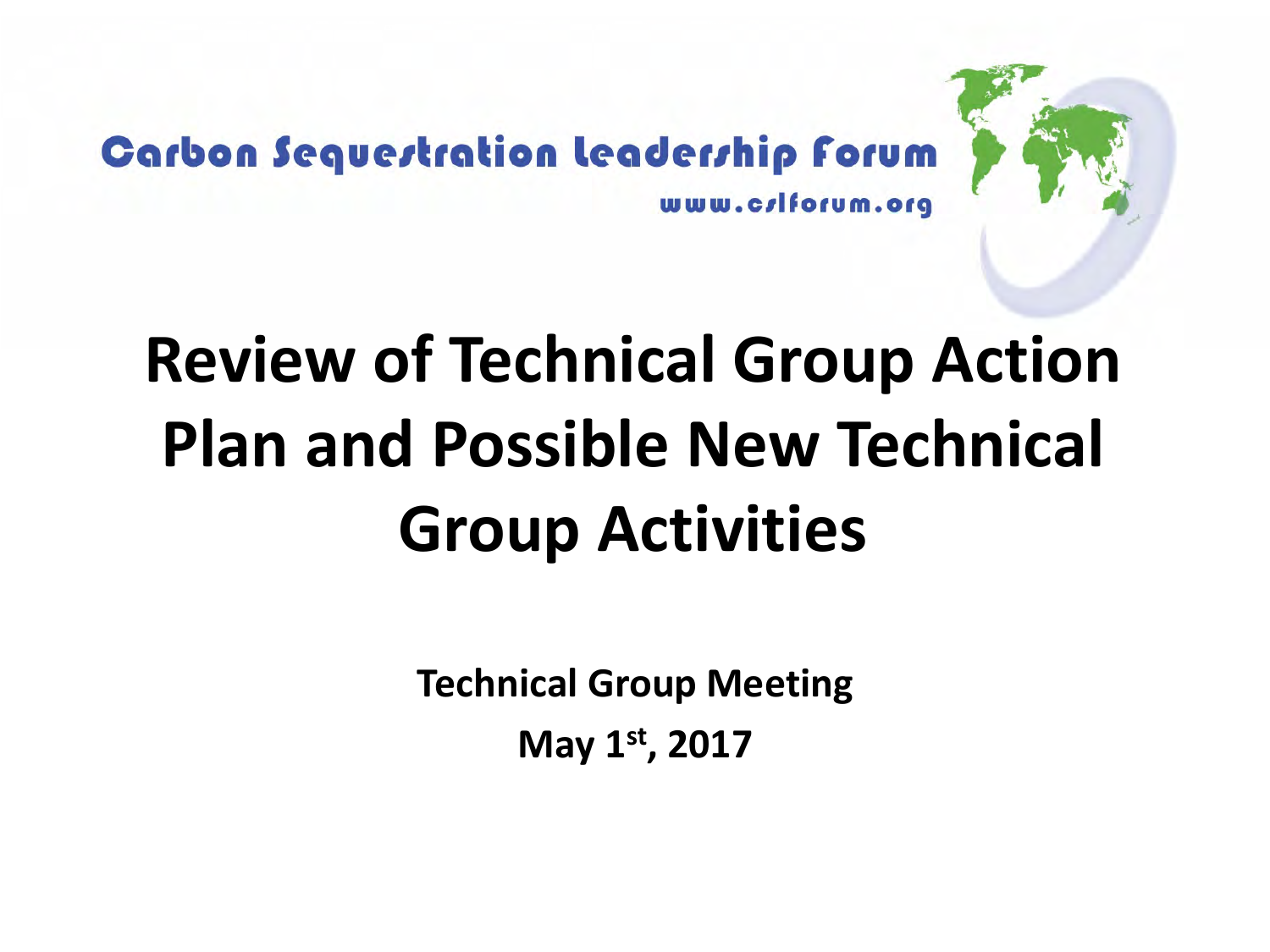Carbon Sequestration Leadership Forum

www.cslforum.org

# Review of Technical Group Action Plan and Possible New Technical Group Activities

**Technical Group Meeting**

**May 1st, 2017**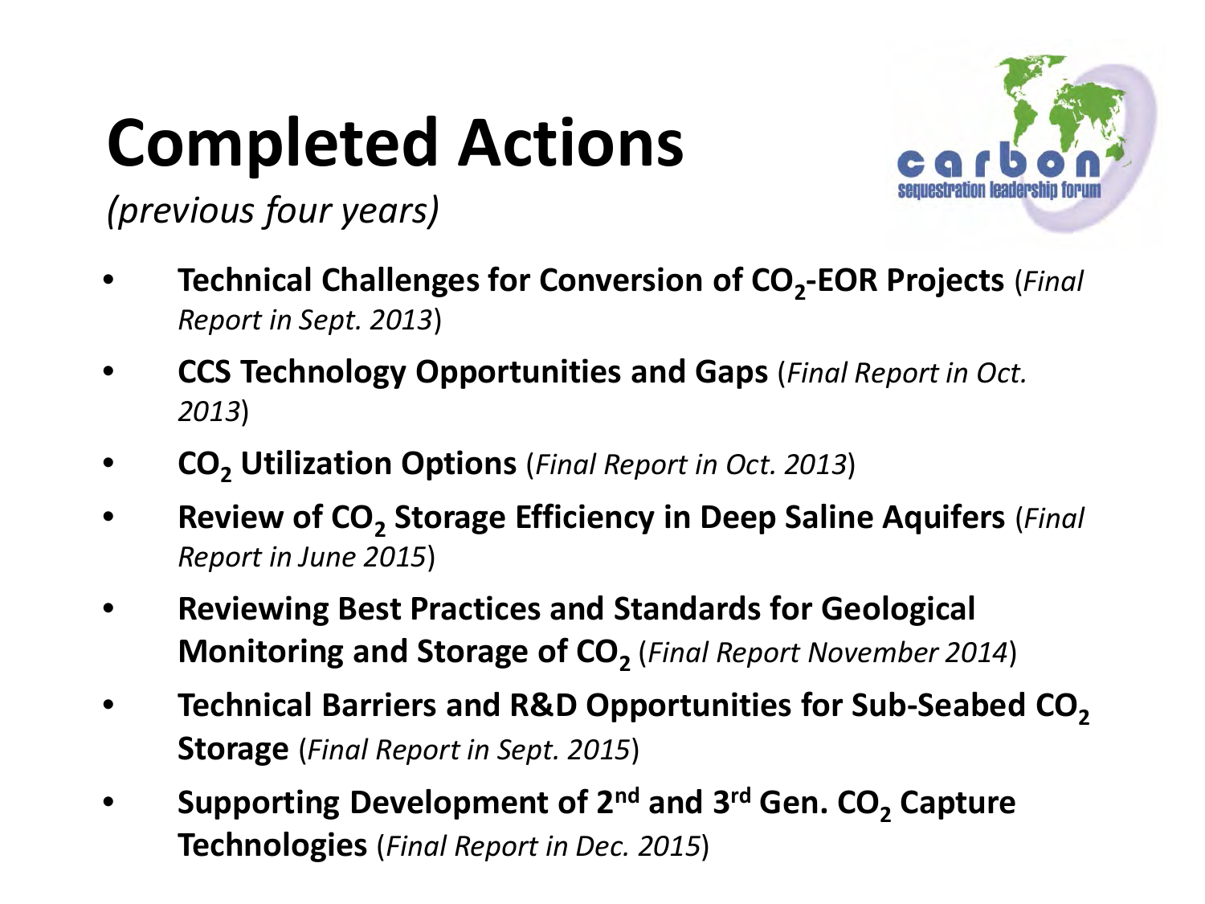# Completed Actions

*(previous four years)*

- **Technical Challenges for Conversion of $CO_2$-EOR Projects** (*Final Report in Sept. 2013*)
- **CCS Technology Opportunities and Gaps** (*Final Report in Oct. 2013*)
- **$CO_2$ Utilization Options** (*Final Report in Oct. 2013*)
- **Review of $CO_2$ Storage Efficiency in Deep Saline Aquifers** (*Final Report in June 2015*)
- **Reviewing Best Practices and Standards for Geological Monitoring and Storage of $CO_2$** (*Final Report November 2014*)
- **Technical Barriers and R&D Opportunities for Sub-Seabed $CO_2$ Storage** (*Final Report in Sept. 2015*)
- **Supporting Development of 2nd and 3rd Gen. $CO_2$ Capture Technologies** (*Final Report in Dec. 2015*)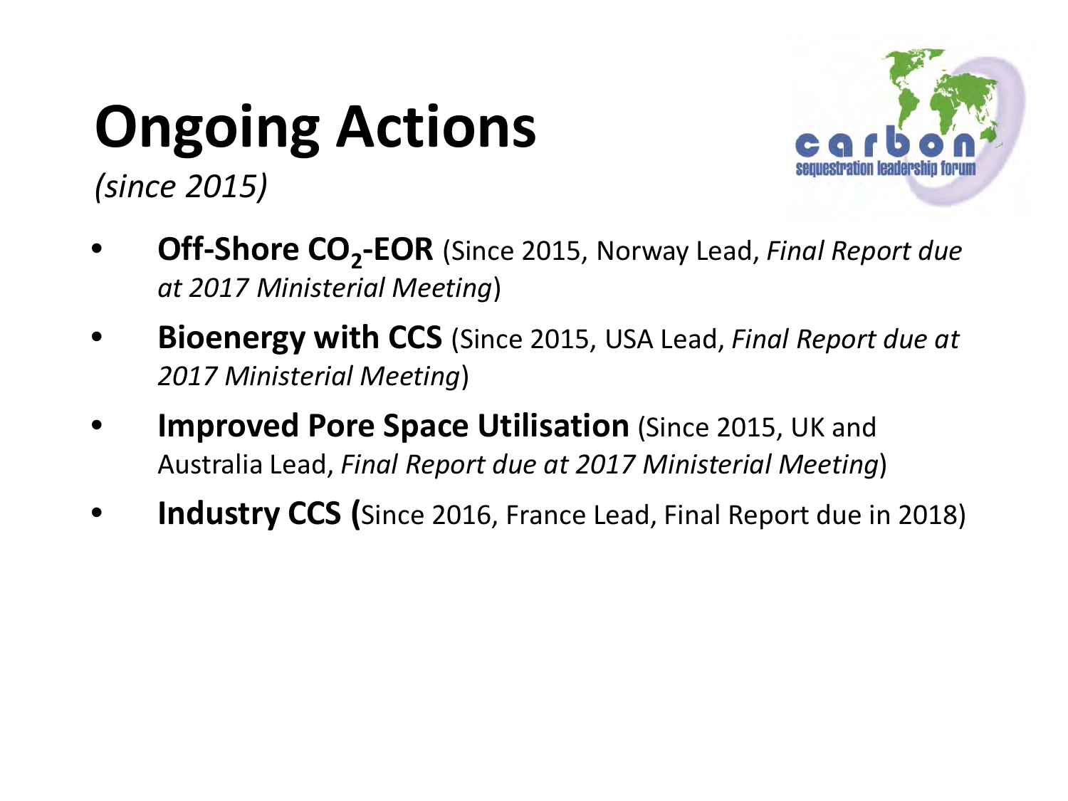# Ongoing Actions

*(since 2015)*

- **Off-Shore $CO_2$-EOR** (Since 2015, Norway Lead, *Final Report due at 2017 Ministerial Meeting*)
- **Bioenergy with CCS** (Since 2015, USA Lead, *Final Report due at 2017 Ministerial Meeting*)
- **Improved Pore Space Utilisation** (Since 2015, UK and Australia Lead, *Final Report due at 2017 Ministerial Meeting*)
- **Industry CCS (**Since 2016, France Lead, Final Report due in 2018)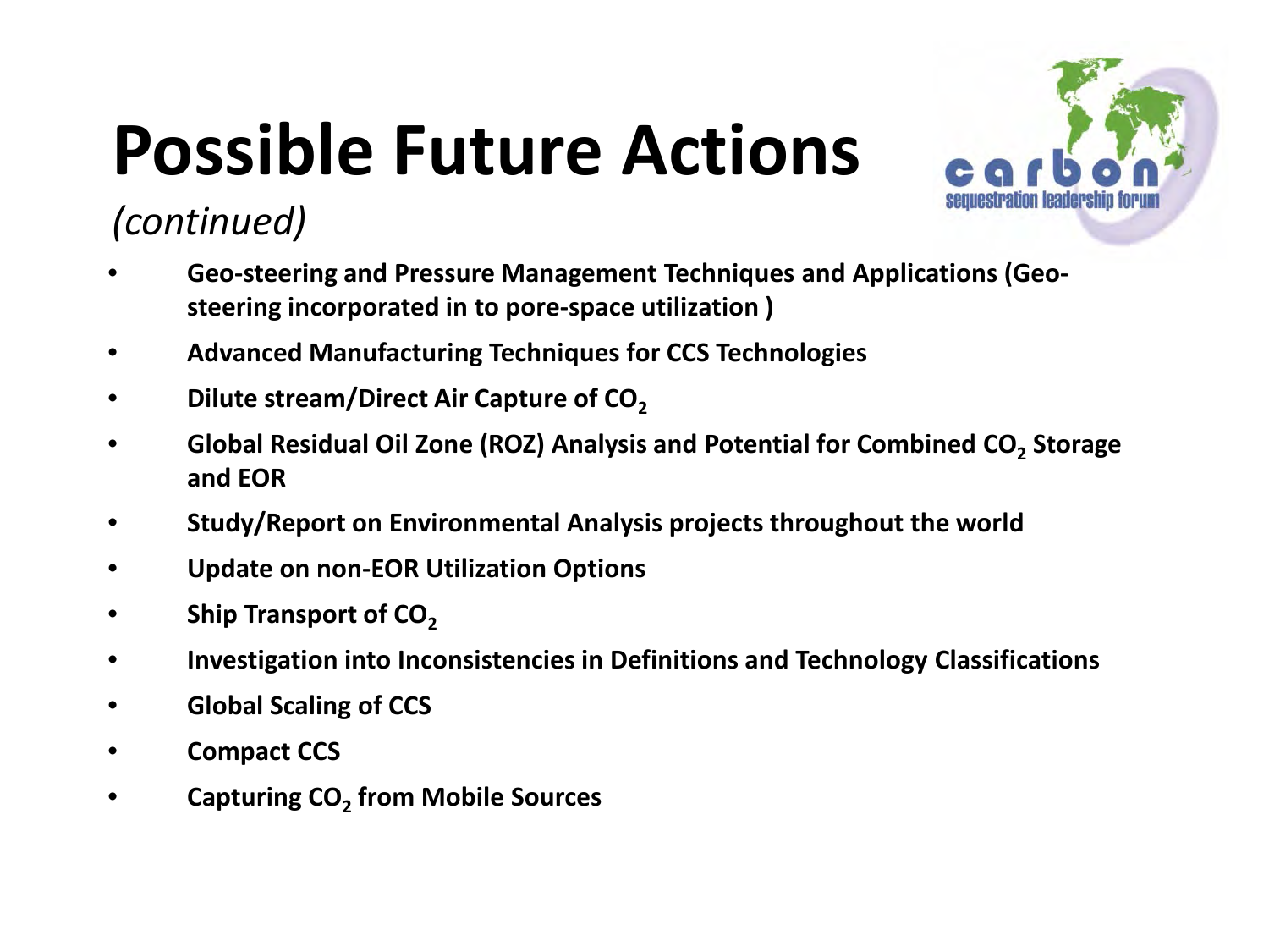# Possible Future Actions

*(continued)*

- **Geo-steering and Pressure Management Techniques and Applications (Geo-steering incorporated in to pore-space utilization )**
- **Advanced Manufacturing Techniques for CCS Technologies**
- **Dilute stream/Direct Air Capture of $CO_2$**
- **Global Residual Oil Zone (ROZ) Analysis and Potential for Combined $CO_2$ Storage and EOR**
- **Study/Report on Environmental Analysis projects throughout the world**
- **Update on non-EOR Utilization Options**
- **Ship Transport of $CO_2$**
- **Investigation into Inconsistencies in Definitions and Technology Classifications**
- **Global Scaling of CCS**
- **Compact CCS**
- **Capturing $CO_2$ from Mobile Sources**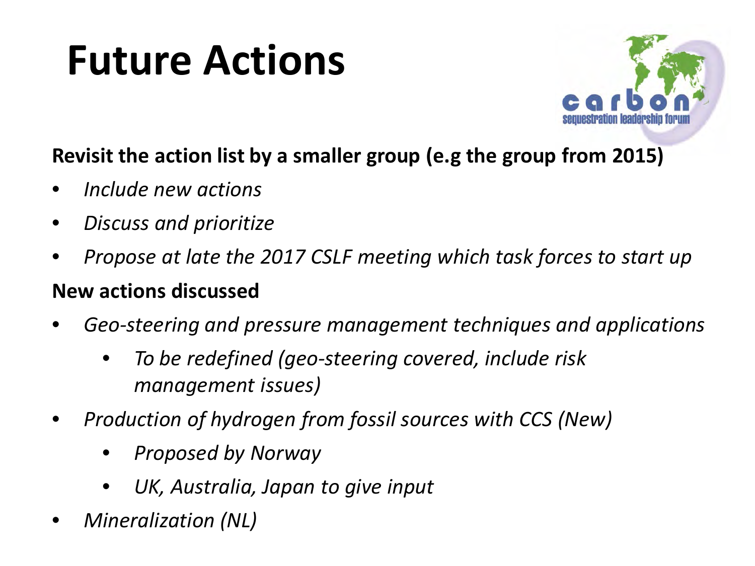# Future Actions

**Revisit the action list by a smaller group (e.g the group from 2015)**

- *Include new actions*
- *Discuss and prioritize*
- *Propose at late the 2017 CSLF meeting which task forces to start up*

**New actions discussed**

- *Geo-steering and pressure management techniques and applications*
  - *To be redefined (geo-steering covered, include risk management issues)*
- *Production of hydrogen from fossil sources with CCS (New)*
  - *Proposed by Norway*
  - *UK, Australia, Japan to give input*
- *Mineralization (NL)*